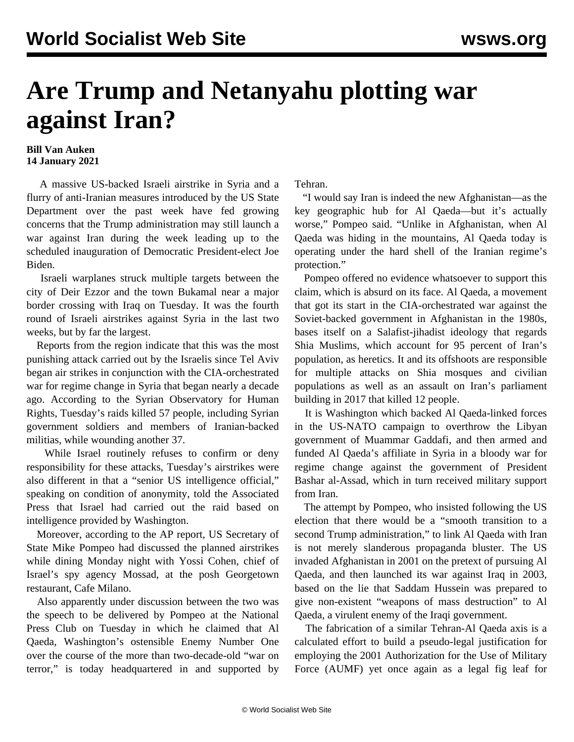# Are Trump and Netanyahu plotting war against Iran?

**Bill Van Auken**
**14 January 2021**

A massive US-backed Israeli airstrike in Syria and a flurry of anti-Iranian measures introduced by the US State Department over the past week have fed growing concerns that the Trump administration may still launch a war against Iran during the week leading up to the scheduled inauguration of Democratic President-elect Joe Biden.

Israeli warplanes struck multiple targets between the city of Deir Ezzor and the town Bukamal near a major border crossing with Iraq on Tuesday. It was the fourth round of Israeli airstrikes against Syria in the last two weeks, but by far the largest.

Reports from the region indicate that this was the most punishing attack carried out by the Israelis since Tel Aviv began air strikes in conjunction with the CIA-orchestrated war for regime change in Syria that began nearly a decade ago. According to the Syrian Observatory for Human Rights, Tuesday's raids killed 57 people, including Syrian government soldiers and members of Iranian-backed militias, while wounding another 37.

While Israel routinely refuses to confirm or deny responsibility for these attacks, Tuesday's airstrikes were also different in that a "senior US intelligence official," speaking on condition of anonymity, told the Associated Press that Israel had carried out the raid based on intelligence provided by Washington.

Moreover, according to the AP report, US Secretary of State Mike Pompeo had discussed the planned airstrikes while dining Monday night with Yossi Cohen, chief of Israel's spy agency Mossad, at the posh Georgetown restaurant, Cafe Milano.

Also apparently under discussion between the two was the speech to be delivered by Pompeo at the National Press Club on Tuesday in which he claimed that Al Qaeda, Washington's ostensible Enemy Number One over the course of the more than two-decade-old "war on terror," is today headquartered in and supported by Tehran.

"I would say Iran is indeed the new Afghanistan—as the key geographic hub for Al Qaeda—but it's actually worse," Pompeo said. "Unlike in Afghanistan, when Al Qaeda was hiding in the mountains, Al Qaeda today is operating under the hard shell of the Iranian regime's protection."

Pompeo offered no evidence whatsoever to support this claim, which is absurd on its face. Al Qaeda, a movement that got its start in the CIA-orchestrated war against the Soviet-backed government in Afghanistan in the 1980s, bases itself on a Salafist-jihadist ideology that regards Shia Muslims, which account for 95 percent of Iran's population, as heretics. It and its offshoots are responsible for multiple attacks on Shia mosques and civilian populations as well as an assault on Iran's parliament building in 2017 that killed 12 people.

It is Washington which backed Al Qaeda-linked forces in the US-NATO campaign to overthrow the Libyan government of Muammar Gaddafi, and then armed and funded Al Qaeda's affiliate in Syria in a bloody war for regime change against the government of President Bashar al-Assad, which in turn received military support from Iran.

The attempt by Pompeo, who insisted following the US election that there would be a "smooth transition to a second Trump administration," to link Al Qaeda with Iran is not merely slanderous propaganda bluster. The US invaded Afghanistan in 2001 on the pretext of pursuing Al Qaeda, and then launched its war against Iraq in 2003, based on the lie that Saddam Hussein was prepared to give non-existent "weapons of mass destruction" to Al Qaeda, a virulent enemy of the Iraqi government.

The fabrication of a similar Tehran-Al Qaeda axis is a calculated effort to build a pseudo-legal justification for employing the 2001 Authorization for the Use of Military Force (AUMF) yet once again as a legal fig leaf for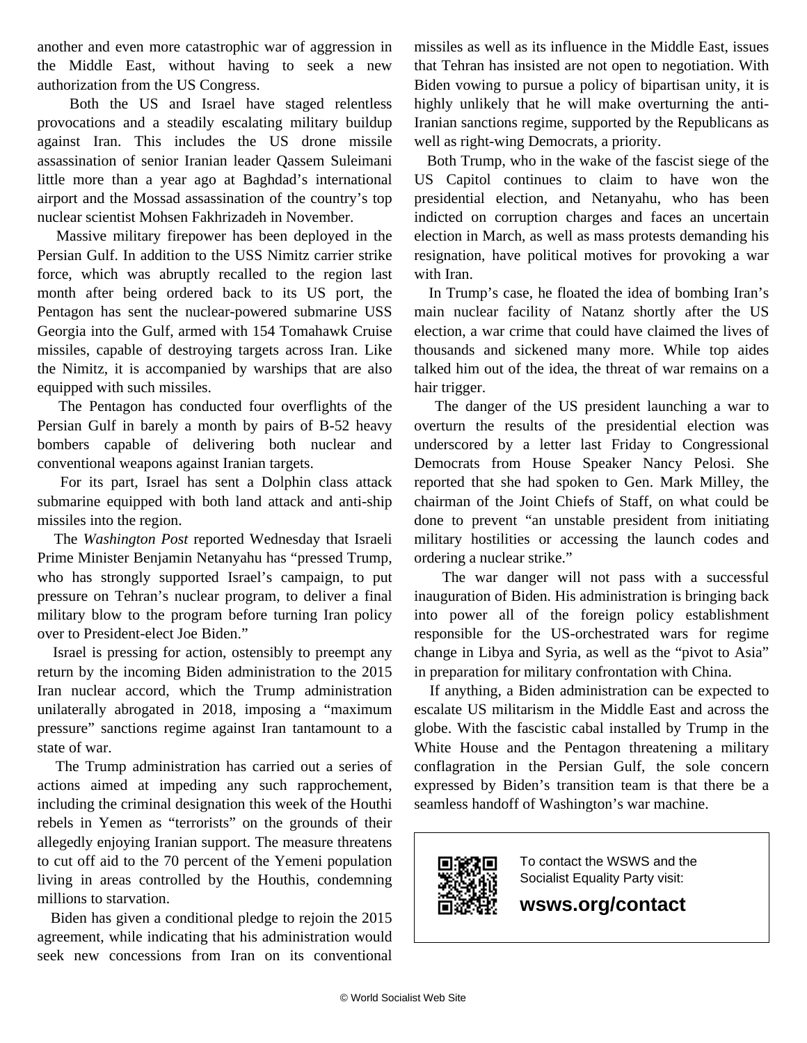another and even more catastrophic war of aggression in the Middle East, without having to seek a new authorization from the US Congress.

Both the US and Israel have staged relentless provocations and a steadily escalating military buildup against Iran. This includes the US drone missile assassination of senior Iranian leader Qassem Suleimani little more than a year ago at Baghdad's international airport and the Mossad assassination of the country's top nuclear scientist Mohsen Fakhrizadeh in November.

Massive military firepower has been deployed in the Persian Gulf. In addition to the USS Nimitz carrier strike force, which was abruptly recalled to the region last month after being ordered back to its US port, the Pentagon has sent the nuclear-powered submarine USS Georgia into the Gulf, armed with 154 Tomahawk Cruise missiles, capable of destroying targets across Iran. Like the Nimitz, it is accompanied by warships that are also equipped with such missiles.

The Pentagon has conducted four overflights of the Persian Gulf in barely a month by pairs of B-52 heavy bombers capable of delivering both nuclear and conventional weapons against Iranian targets.

For its part, Israel has sent a Dolphin class attack submarine equipped with both land attack and anti-ship missiles into the region.

The *Washington Post* reported Wednesday that Israeli Prime Minister Benjamin Netanyahu has "pressed Trump, who has strongly supported Israel's campaign, to put pressure on Tehran's nuclear program, to deliver a final military blow to the program before turning Iran policy over to President-elect Joe Biden."

Israel is pressing for action, ostensibly to preempt any return by the incoming Biden administration to the 2015 Iran nuclear accord, which the Trump administration unilaterally abrogated in 2018, imposing a "maximum pressure" sanctions regime against Iran tantamount to a state of war.

The Trump administration has carried out a series of actions aimed at impeding any such rapprochement, including the criminal designation this week of the Houthi rebels in Yemen as "terrorists" on the grounds of their allegedly enjoying Iranian support. The measure threatens to cut off aid to the 70 percent of the Yemeni population living in areas controlled by the Houthis, condemning millions to starvation.

Biden has given a conditional pledge to rejoin the 2015 agreement, while indicating that his administration would seek new concessions from Iran on its conventional missiles as well as its influence in the Middle East, issues that Tehran has insisted are not open to negotiation. With Biden vowing to pursue a policy of bipartisan unity, it is highly unlikely that he will make overturning the anti-Iranian sanctions regime, supported by the Republicans as well as right-wing Democrats, a priority.

Both Trump, who in the wake of the fascist siege of the US Capitol continues to claim to have won the presidential election, and Netanyahu, who has been indicted on corruption charges and faces an uncertain election in March, as well as mass protests demanding his resignation, have political motives for provoking a war with Iran.

In Trump's case, he floated the idea of bombing Iran's main nuclear facility of Natanz shortly after the US election, a war crime that could have claimed the lives of thousands and sickened many more. While top aides talked him out of the idea, the threat of war remains on a hair trigger.

The danger of the US president launching a war to overturn the results of the presidential election was underscored by a letter last Friday to Congressional Democrats from House Speaker Nancy Pelosi. She reported that she had spoken to Gen. Mark Milley, the chairman of the Joint Chiefs of Staff, on what could be done to prevent "an unstable president from initiating military hostilities or accessing the launch codes and ordering a nuclear strike."

The war danger will not pass with a successful inauguration of Biden. His administration is bringing back into power all of the foreign policy establishment responsible for the US-orchestrated wars for regime change in Libya and Syria, as well as the "pivot to Asia" in preparation for military confrontation with China.

If anything, a Biden administration can be expected to escalate US militarism in the Middle East and across the globe. With the fascistic cabal installed by Trump in the White House and the Pentagon threatening a military conflagration in the Persian Gulf, the sole concern expressed by Biden's transition team is that there be a seamless handoff of Washington's war machine.

To contact the WSWS and the Socialist Equality Party visit:

**wsws.org/contact**